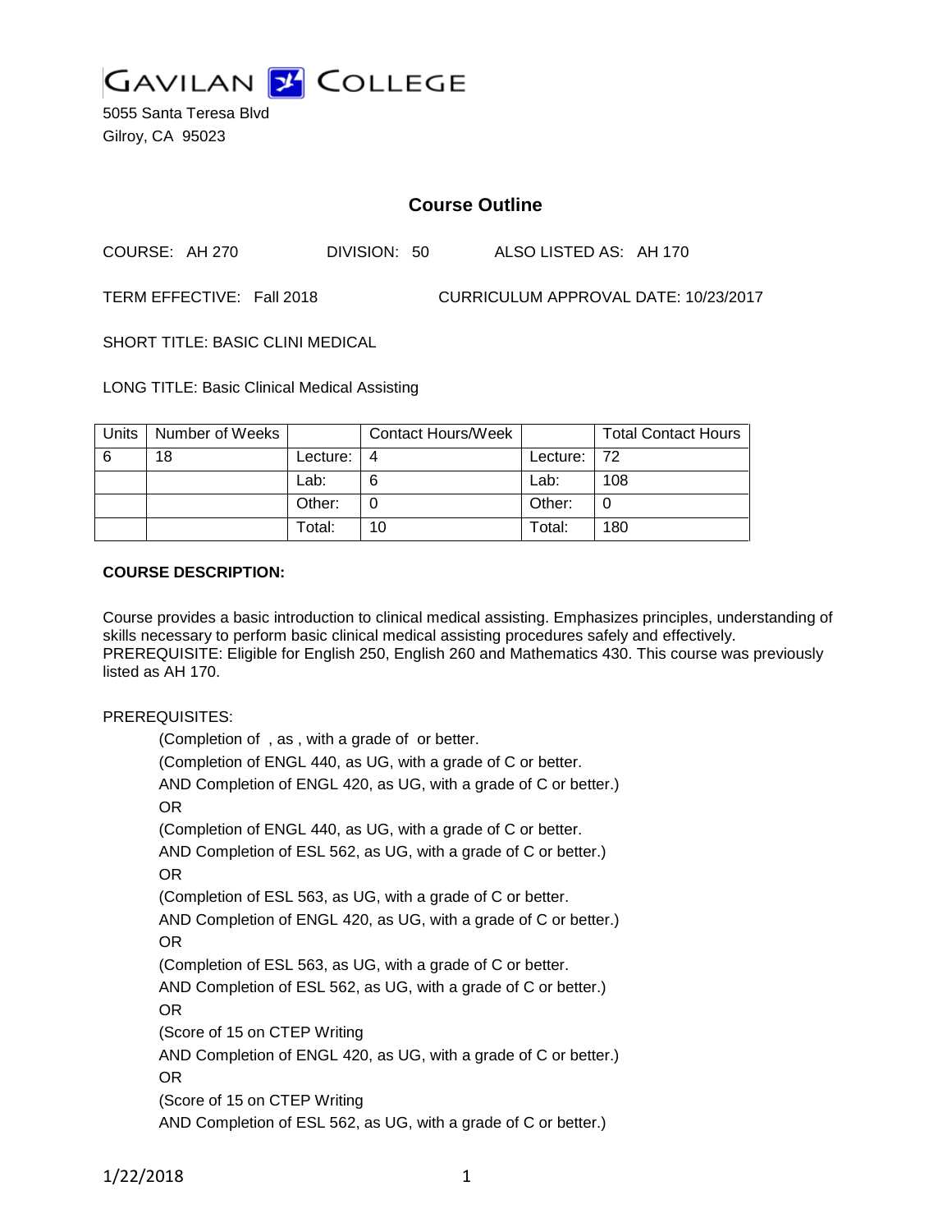# GAVILAN COLLEGE

5055 Santa Teresa Blvd
Gilroy, CA 95023

## Course Outline

COURSE: AH 270 DIVISION: 50 ALSO LISTED AS: AH 170

TERM EFFECTIVE: Fall 2018 CURRICULUM APPROVAL DATE: 10/23/2017

SHORT TITLE: BASIC CLINI MEDICAL

LONG TITLE: Basic Clinical Medical Assisting

| Units | Number of Weeks | | Contact Hours/Week | | Total Contact Hours |
|---|---|---|---|---|---|
| 6 | 18 | Lecture: | 4 | Lecture: | 72 |
| | | Lab: | 6 | Lab: | 108 |
| | | Other: | 0 | Other: | 0 |
| | | Total: | 10 | Total: | 180 |

**COURSE DESCRIPTION:**

Course provides a basic introduction to clinical medical assisting. Emphasizes principles, understanding of skills necessary to perform basic clinical medical assisting procedures safely and effectively. PREREQUISITE: Eligible for English 250, English 260 and Mathematics 430. This course was previously listed as AH 170.

PREREQUISITES:

(Completion of , as , with a grade of or better.
(Completion of ENGL 440, as UG, with a grade of C or better.
AND Completion of ENGL 420, as UG, with a grade of C or better.)
OR
(Completion of ENGL 440, as UG, with a grade of C or better.
AND Completion of ESL 562, as UG, with a grade of C or better.)
OR
(Completion of ESL 563, as UG, with a grade of C or better.
AND Completion of ENGL 420, as UG, with a grade of C or better.)
OR
(Completion of ESL 563, as UG, with a grade of C or better.
AND Completion of ESL 562, as UG, with a grade of C or better.)
OR
(Score of 15 on CTEP Writing
AND Completion of ENGL 420, as UG, with a grade of C or better.)
OR
(Score of 15 on CTEP Writing
AND Completion of ESL 562, as UG, with a grade of C or better.)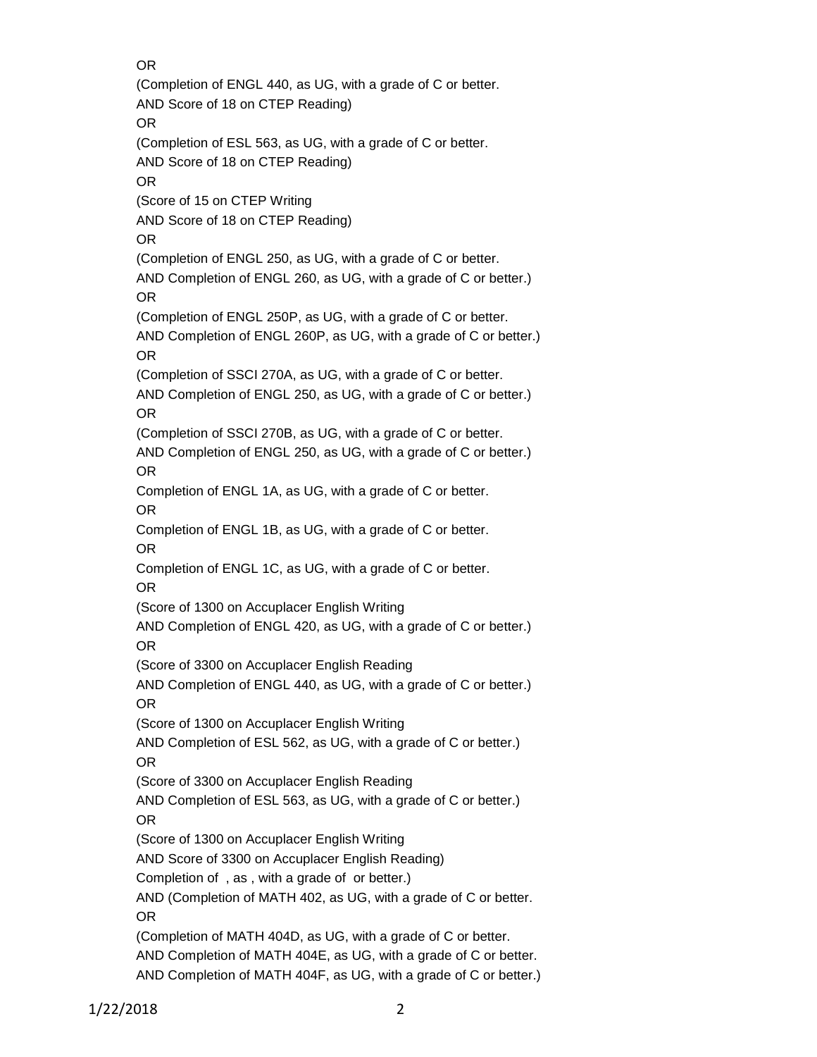OR

(Completion of ENGL 440, as UG, with a grade of C or better.

AND Score of 18 on CTEP Reading)

OR

(Completion of ESL 563, as UG, with a grade of C or better.

AND Score of 18 on CTEP Reading)

OR

(Score of 15 on CTEP Writing

AND Score of 18 on CTEP Reading)

OR

(Completion of ENGL 250, as UG, with a grade of C or better.

AND Completion of ENGL 260, as UG, with a grade of C or better.)

OR

(Completion of ENGL 250P, as UG, with a grade of C or better.

AND Completion of ENGL 260P, as UG, with a grade of C or better.)

OR

(Completion of SSCI 270A, as UG, with a grade of C or better.

AND Completion of ENGL 250, as UG, with a grade of C or better.)

OR

(Completion of SSCI 270B, as UG, with a grade of C or better.

AND Completion of ENGL 250, as UG, with a grade of C or better.)

OR

Completion of ENGL 1A, as UG, with a grade of C or better.

OR

Completion of ENGL 1B, as UG, with a grade of C or better.

OR

Completion of ENGL 1C, as UG, with a grade of C or better.

OR

(Score of 1300 on Accuplacer English Writing

AND Completion of ENGL 420, as UG, with a grade of C or better.)

OR

(Score of 3300 on Accuplacer English Reading

AND Completion of ENGL 440, as UG, with a grade of C or better.)

OR

(Score of 1300 on Accuplacer English Writing

AND Completion of ESL 562, as UG, with a grade of C or better.)

OR

(Score of 3300 on Accuplacer English Reading

AND Completion of ESL 563, as UG, with a grade of C or better.)

OR

(Score of 1300 on Accuplacer English Writing

AND Score of 3300 on Accuplacer English Reading)

Completion of , as , with a grade of or better.)

AND (Completion of MATH 402, as UG, with a grade of C or better.

OR

(Completion of MATH 404D, as UG, with a grade of C or better.

AND Completion of MATH 404E, as UG, with a grade of C or better.

AND Completion of MATH 404F, as UG, with a grade of C or better.)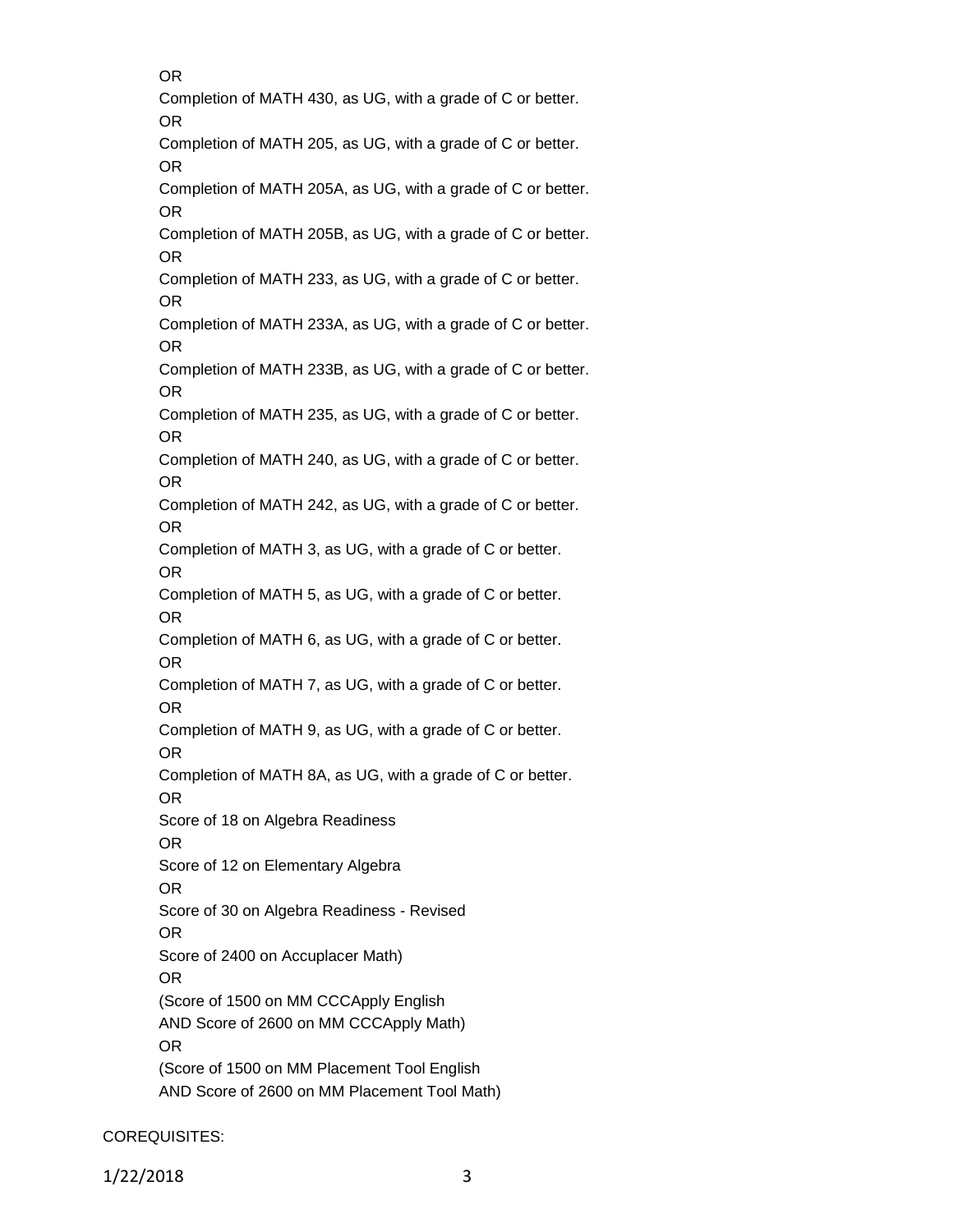OR

Completion of MATH 430, as UG, with a grade of C or better.

OR

Completion of MATH 205, as UG, with a grade of C or better.

OR

Completion of MATH 205A, as UG, with a grade of C or better.

OR

Completion of MATH 205B, as UG, with a grade of C or better.

OR

Completion of MATH 233, as UG, with a grade of C or better.

OR

Completion of MATH 233A, as UG, with a grade of C or better.

OR

Completion of MATH 233B, as UG, with a grade of C or better.

OR

Completion of MATH 235, as UG, with a grade of C or better.

OR

Completion of MATH 240, as UG, with a grade of C or better.

OR

Completion of MATH 242, as UG, with a grade of C or better.

OR

Completion of MATH 3, as UG, with a grade of C or better.

OR

Completion of MATH 5, as UG, with a grade of C or better.

OR

Completion of MATH 6, as UG, with a grade of C or better.

OR

Completion of MATH 7, as UG, with a grade of C or better.

OR

Completion of MATH 9, as UG, with a grade of C or better.

OR

Completion of MATH 8A, as UG, with a grade of C or better.

OR

Score of 18 on Algebra Readiness

OR

Score of 12 on Elementary Algebra

OR

Score of 30 on Algebra Readiness - Revised

OR

Score of 2400 on Accuplacer Math)

OR

(Score of 1500 on MM CCCApply English
AND Score of 2600 on MM CCCApply Math)

OR

(Score of 1500 on MM Placement Tool English
AND Score of 2600 on MM Placement Tool Math)

COREQUISITES: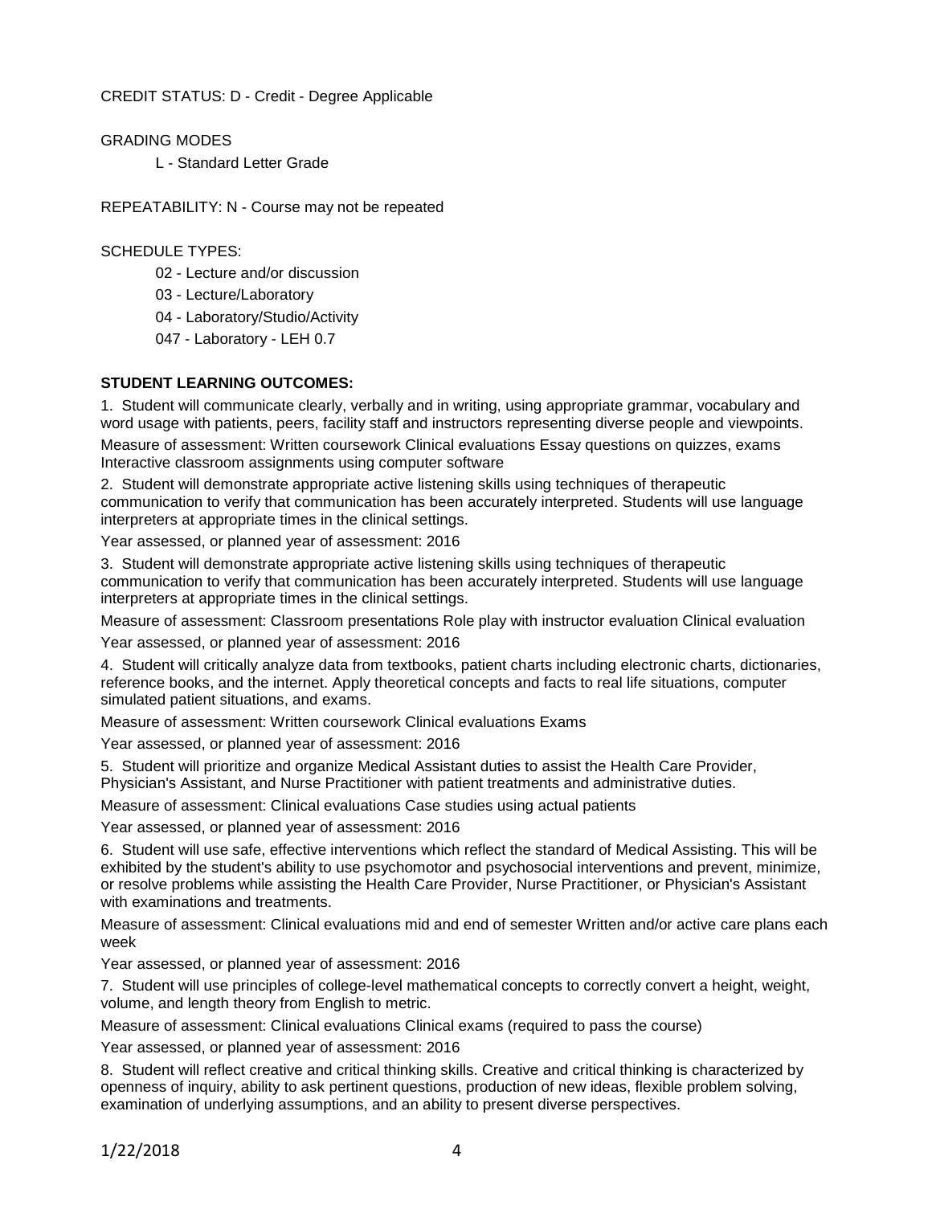CREDIT STATUS: D - Credit - Degree Applicable

GRADING MODES

L - Standard Letter Grade

REPEATABILITY: N - Course may not be repeated

SCHEDULE TYPES:

02 - Lecture and/or discussion

03 - Lecture/Laboratory

04 - Laboratory/Studio/Activity

047 - Laboratory - LEH 0.7

**STUDENT LEARNING OUTCOMES:**

1. Student will communicate clearly, verbally and in writing, using appropriate grammar, vocabulary and word usage with patients, peers, facility staff and instructors representing diverse people and viewpoints.

Measure of assessment: Written coursework Clinical evaluations Essay questions on quizzes, exams Interactive classroom assignments using computer software

2. Student will demonstrate appropriate active listening skills using techniques of therapeutic communication to verify that communication has been accurately interpreted. Students will use language interpreters at appropriate times in the clinical settings.

Year assessed, or planned year of assessment: 2016

3. Student will demonstrate appropriate active listening skills using techniques of therapeutic communication to verify that communication has been accurately interpreted. Students will use language interpreters at appropriate times in the clinical settings.

Measure of assessment: Classroom presentations Role play with instructor evaluation Clinical evaluation

Year assessed, or planned year of assessment: 2016

4. Student will critically analyze data from textbooks, patient charts including electronic charts, dictionaries, reference books, and the internet. Apply theoretical concepts and facts to real life situations, computer simulated patient situations, and exams.

Measure of assessment: Written coursework Clinical evaluations Exams

Year assessed, or planned year of assessment: 2016

5. Student will prioritize and organize Medical Assistant duties to assist the Health Care Provider, Physician's Assistant, and Nurse Practitioner with patient treatments and administrative duties.

Measure of assessment: Clinical evaluations Case studies using actual patients

Year assessed, or planned year of assessment: 2016

6. Student will use safe, effective interventions which reflect the standard of Medical Assisting. This will be exhibited by the student's ability to use psychomotor and psychosocial interventions and prevent, minimize, or resolve problems while assisting the Health Care Provider, Nurse Practitioner, or Physician's Assistant with examinations and treatments.

Measure of assessment: Clinical evaluations mid and end of semester Written and/or active care plans each week

Year assessed, or planned year of assessment: 2016

7. Student will use principles of college-level mathematical concepts to correctly convert a height, weight, volume, and length theory from English to metric.

Measure of assessment: Clinical evaluations Clinical exams (required to pass the course)

Year assessed, or planned year of assessment: 2016

8. Student will reflect creative and critical thinking skills. Creative and critical thinking is characterized by openness of inquiry, ability to ask pertinent questions, production of new ideas, flexible problem solving, examination of underlying assumptions, and an ability to present diverse perspectives.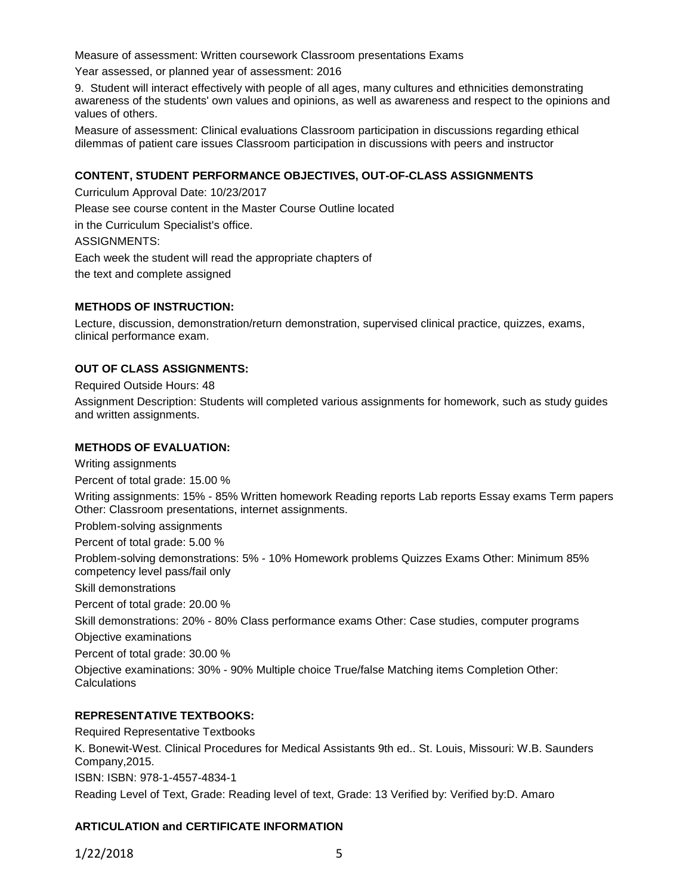Measure of assessment: Written coursework Classroom presentations Exams

Year assessed, or planned year of assessment: 2016

9. Student will interact effectively with people of all ages, many cultures and ethnicities demonstrating awareness of the students' own values and opinions, as well as awareness and respect to the opinions and values of others.

Measure of assessment: Clinical evaluations Classroom participation in discussions regarding ethical dilemmas of patient care issues Classroom participation in discussions with peers and instructor

## CONTENT, STUDENT PERFORMANCE OBJECTIVES, OUT-OF-CLASS ASSIGNMENTS

Curriculum Approval Date: 10/23/2017

Please see course content in the Master Course Outline located

in the Curriculum Specialist's office.

ASSIGNMENTS:

Each week the student will read the appropriate chapters of

the text and complete assigned

## METHODS OF INSTRUCTION:

Lecture, discussion, demonstration/return demonstration, supervised clinical practice, quizzes, exams, clinical performance exam.

## OUT OF CLASS ASSIGNMENTS:

Required Outside Hours: 48

Assignment Description: Students will completed various assignments for homework, such as study guides and written assignments.

## METHODS OF EVALUATION:

Writing assignments

Percent of total grade: 15.00 %

Writing assignments: 15% - 85% Written homework Reading reports Lab reports Essay exams Term papers Other: Classroom presentations, internet assignments.

Problem-solving assignments

Percent of total grade: 5.00 %

Problem-solving demonstrations: 5% - 10% Homework problems Quizzes Exams Other: Minimum 85% competency level pass/fail only

Skill demonstrations

Percent of total grade: 20.00 %

Skill demonstrations: 20% - 80% Class performance exams Other: Case studies, computer programs

Objective examinations

Percent of total grade: 30.00 %

Objective examinations: 30% - 90% Multiple choice True/false Matching items Completion Other: Calculations

## REPRESENTATIVE TEXTBOOKS:

Required Representative Textbooks

K. Bonewit-West. Clinical Procedures for Medical Assistants 9th ed.. St. Louis, Missouri: W.B. Saunders Company,2015.

ISBN: ISBN: 978-1-4557-4834-1

Reading Level of Text, Grade: Reading level of text, Grade: 13 Verified by: Verified by:D. Amaro

## ARTICULATION and CERTIFICATE INFORMATION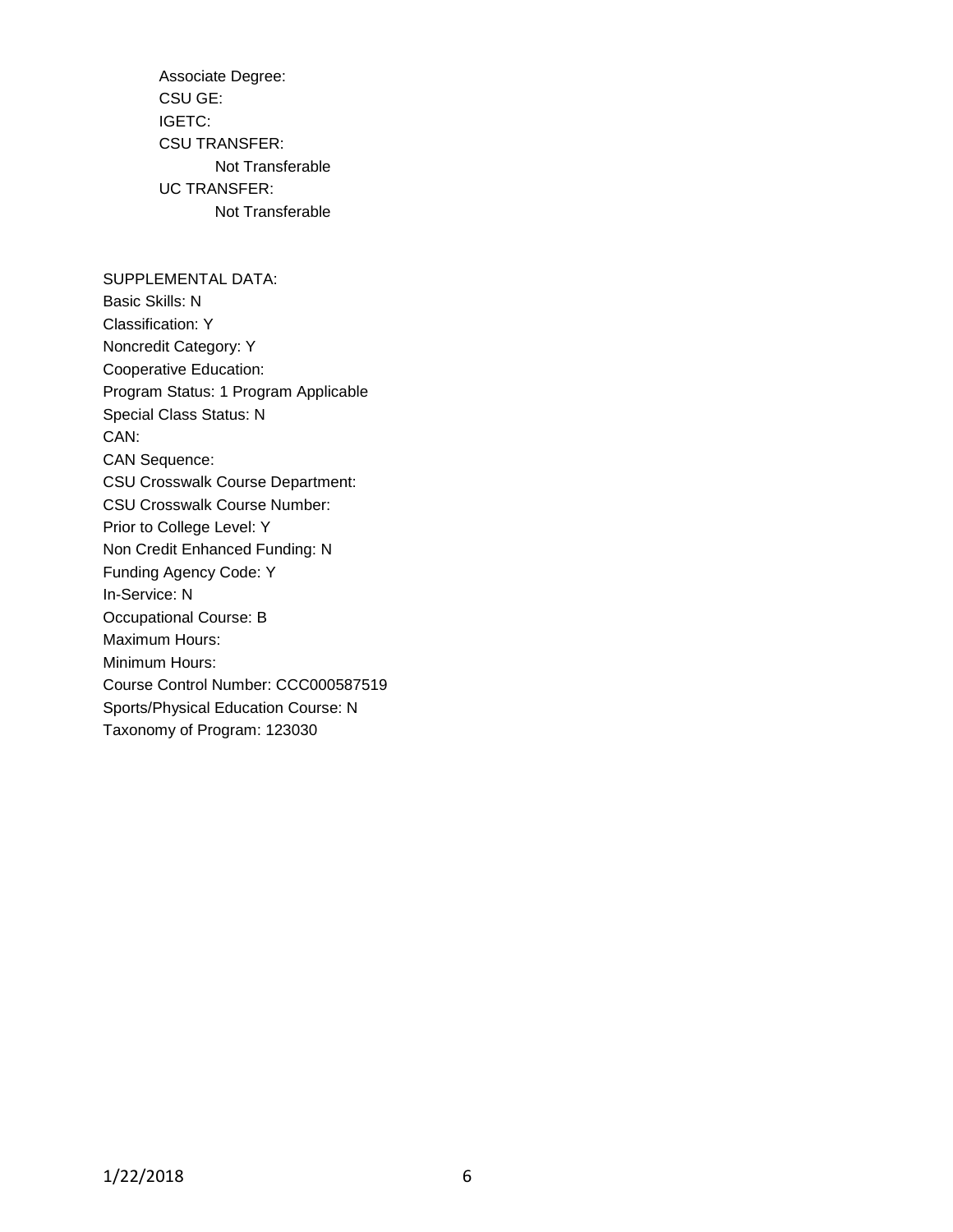Associate Degree:
CSU GE:
IGETC:
CSU TRANSFER:
Not Transferable
UC TRANSFER:
Not Transferable

SUPPLEMENTAL DATA:
Basic Skills: N
Classification: Y
Noncredit Category: Y
Cooperative Education:
Program Status: 1 Program Applicable
Special Class Status: N
CAN:
CAN Sequence:
CSU Crosswalk Course Department:
CSU Crosswalk Course Number:
Prior to College Level: Y
Non Credit Enhanced Funding: N
Funding Agency Code: Y
In-Service: N
Occupational Course: B
Maximum Hours:
Minimum Hours:
Course Control Number: CCC000587519
Sports/Physical Education Course: N
Taxonomy of Program: 123030